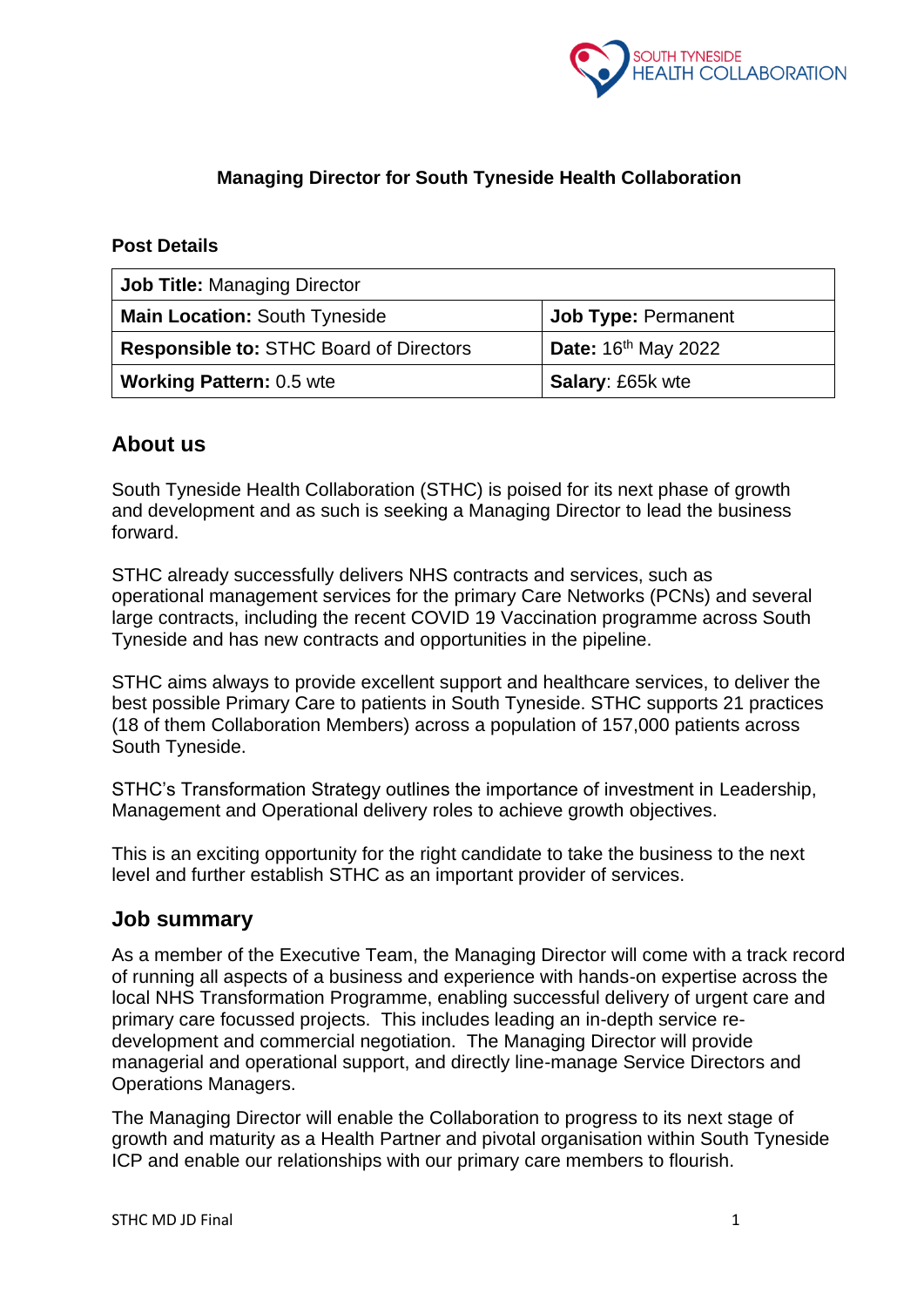# Managing Director for South Tyneside Health Collaboration

## Post Details

| **Job Title:** Managing Director | |
|---|---|
| **Main Location:** South Tyneside | **Job Type:** Permanent |
| **Responsible to:** STHC Board of Directors | **Date:** 16th May 2022 |
| **Working Pattern:** 0.5 wte | **Salary**: £65k wte |

## About us

South Tyneside Health Collaboration (STHC) is poised for its next phase of growth and development and as such is seeking a Managing Director to lead the business forward.

STHC already successfully delivers NHS contracts and services, such as operational management services for the primary Care Networks (PCNs) and several large contracts, including the recent COVID 19 Vaccination programme across South Tyneside and has new contracts and opportunities in the pipeline.

STHC aims always to provide excellent support and healthcare services, to deliver the best possible Primary Care to patients in South Tyneside. STHC supports 21 practices (18 of them Collaboration Members) across a population of 157,000 patients across South Tyneside.

STHC's Transformation Strategy outlines the importance of investment in Leadership, Management and Operational delivery roles to achieve growth objectives.

This is an exciting opportunity for the right candidate to take the business to the next level and further establish STHC as an important provider of services.

## Job summary

As a member of the Executive Team, the Managing Director will come with a track record of running all aspects of a business and experience with hands-on expertise across the local NHS Transformation Programme, enabling successful delivery of urgent care and primary care focussed projects. This includes leading an in-depth service re-development and commercial negotiation. The Managing Director will provide managerial and operational support, and directly line-manage Service Directors and Operations Managers.

The Managing Director will enable the Collaboration to progress to its next stage of growth and maturity as a Health Partner and pivotal organisation within South Tyneside ICP and enable our relationships with our primary care members to flourish.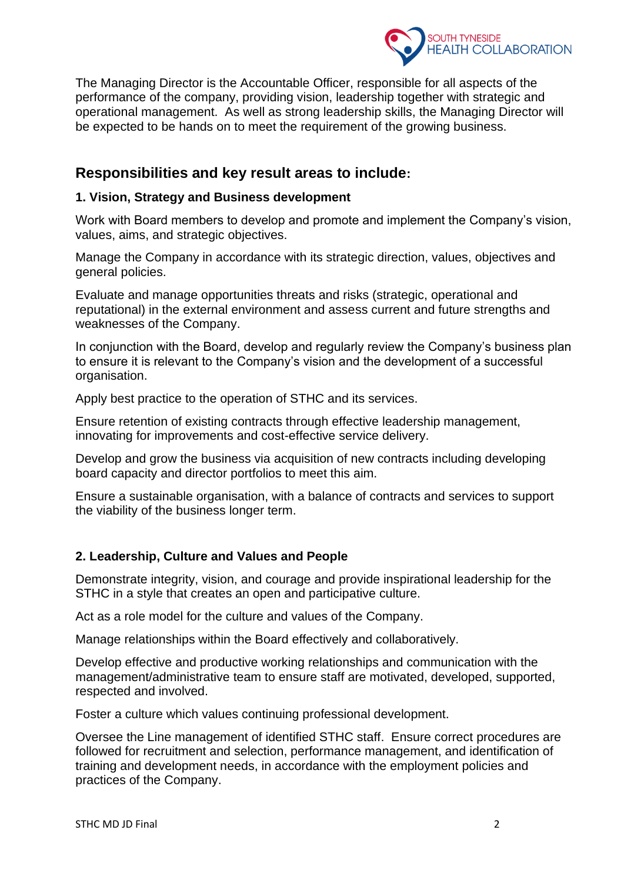The Managing Director is the Accountable Officer, responsible for all aspects of the performance of the company, providing vision, leadership together with strategic and operational management. As well as strong leadership skills, the Managing Director will be expected to be hands on to meet the requirement of the growing business.

## Responsibilities and key result areas to include:

### 1. Vision, Strategy and Business development

Work with Board members to develop and promote and implement the Company's vision, values, aims, and strategic objectives.

Manage the Company in accordance with its strategic direction, values, objectives and general policies.

Evaluate and manage opportunities threats and risks (strategic, operational and reputational) in the external environment and assess current and future strengths and weaknesses of the Company.

In conjunction with the Board, develop and regularly review the Company's business plan to ensure it is relevant to the Company's vision and the development of a successful organisation.

Apply best practice to the operation of STHC and its services.

Ensure retention of existing contracts through effective leadership management, innovating for improvements and cost-effective service delivery.

Develop and grow the business via acquisition of new contracts including developing board capacity and director portfolios to meet this aim.

Ensure a sustainable organisation, with a balance of contracts and services to support the viability of the business longer term.

### 2. Leadership, Culture and Values and People

Demonstrate integrity, vision, and courage and provide inspirational leadership for the STHC in a style that creates an open and participative culture.

Act as a role model for the culture and values of the Company.

Manage relationships within the Board effectively and collaboratively.

Develop effective and productive working relationships and communication with the management/administrative team to ensure staff are motivated, developed, supported, respected and involved.

Foster a culture which values continuing professional development.

Oversee the Line management of identified STHC staff. Ensure correct procedures are followed for recruitment and selection, performance management, and identification of training and development needs, in accordance with the employment policies and practices of the Company.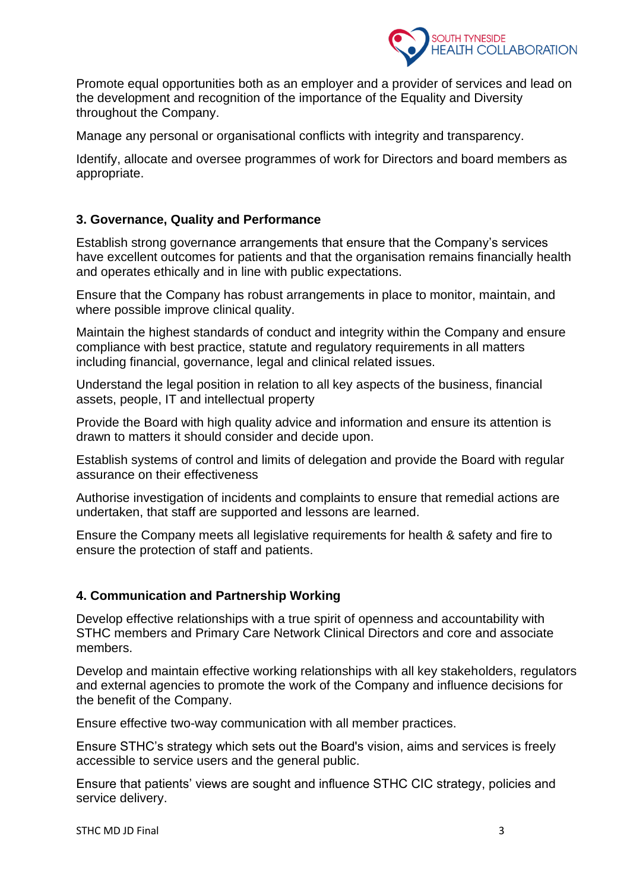Promote equal opportunities both as an employer and a provider of services and lead on the development and recognition of the importance of the Equality and Diversity throughout the Company.

Manage any personal or organisational conflicts with integrity and transparency.

Identify, allocate and oversee programmes of work for Directors and board members as appropriate.

### 3. Governance, Quality and Performance

Establish strong governance arrangements that ensure that the Company's services have excellent outcomes for patients and that the organisation remains financially health and operates ethically and in line with public expectations.

Ensure that the Company has robust arrangements in place to monitor, maintain, and where possible improve clinical quality.

Maintain the highest standards of conduct and integrity within the Company and ensure compliance with best practice, statute and regulatory requirements in all matters including financial, governance, legal and clinical related issues.

Understand the legal position in relation to all key aspects of the business, financial assets, people, IT and intellectual property

Provide the Board with high quality advice and information and ensure its attention is drawn to matters it should consider and decide upon.

Establish systems of control and limits of delegation and provide the Board with regular assurance on their effectiveness

Authorise investigation of incidents and complaints to ensure that remedial actions are undertaken, that staff are supported and lessons are learned.

Ensure the Company meets all legislative requirements for health & safety and fire to ensure the protection of staff and patients.

### 4. Communication and Partnership Working

Develop effective relationships with a true spirit of openness and accountability with STHC members and Primary Care Network Clinical Directors and core and associate members.

Develop and maintain effective working relationships with all key stakeholders, regulators and external agencies to promote the work of the Company and influence decisions for the benefit of the Company.

Ensure effective two-way communication with all member practices.

Ensure STHC's strategy which sets out the Board's vision, aims and services is freely accessible to service users and the general public.

Ensure that patients' views are sought and influence STHC CIC strategy, policies and service delivery.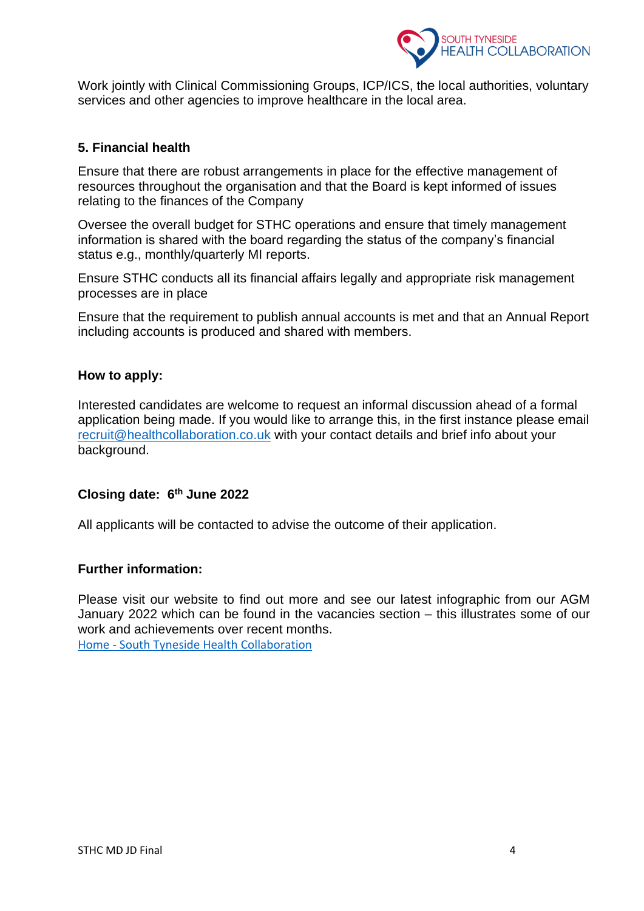Work jointly with Clinical Commissioning Groups, ICP/ICS, the local authorities, voluntary services and other agencies to improve healthcare in the local area.

**5. Financial health**

Ensure that there are robust arrangements in place for the effective management of resources throughout the organisation and that the Board is kept informed of issues relating to the finances of the Company

Oversee the overall budget for STHC operations and ensure that timely management information is shared with the board regarding the status of the company's financial status e.g., monthly/quarterly MI reports.

Ensure STHC conducts all its financial affairs legally and appropriate risk management processes are in place

Ensure that the requirement to publish annual accounts is met and that an Annual Report including accounts is produced and shared with members.

**How to apply:**

Interested candidates are welcome to request an informal discussion ahead of a formal application being made. If you would like to arrange this, in the first instance please email recruit@healthcollaboration.co.uk with your contact details and brief info about your background.

**Closing date: 6th June 2022**

All applicants will be contacted to advise the outcome of their application.

**Further information:**

Please visit our website to find out more and see our latest infographic from our AGM January 2022 which can be found in the vacancies section – this illustrates some of our work and achievements over recent months.
Home - South Tyneside Health Collaboration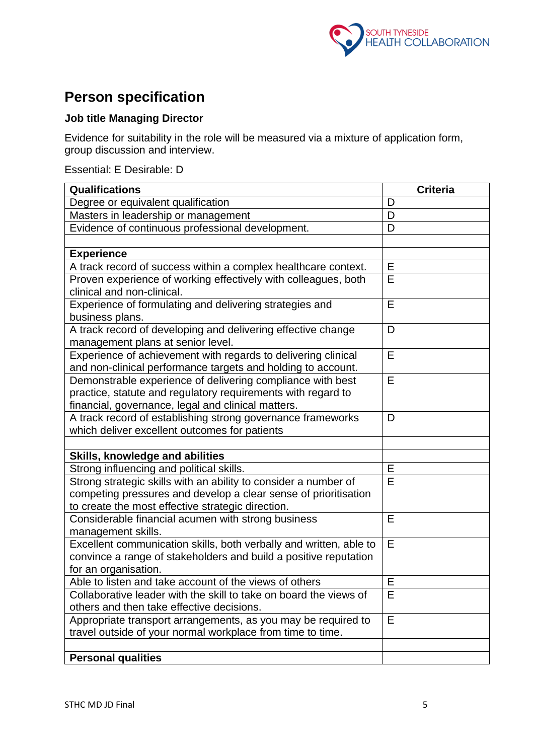## Person specification

**Job title Managing Director**

Evidence for suitability in the role will be measured via a mixture of application form, group discussion and interview.

Essential: E Desirable: D

| **Qualifications** | **Criteria** |
|---|---|
| Degree or equivalent qualification | D |
| Masters in leadership or management | D |
| Evidence of continuous professional development. | D |
| | |
| **Experience** | |
| A track record of success within a complex healthcare context. | E |
| Proven experience of working effectively with colleagues, both clinical and non-clinical. | E |
| Experience of formulating and delivering strategies and business plans. | E |
| A track record of developing and delivering effective change management plans at senior level. | D |
| Experience of achievement with regards to delivering clinical and non-clinical performance targets and holding to account. | E |
| Demonstrable experience of delivering compliance with best practice, statute and regulatory requirements with regard to financial, governance, legal and clinical matters. | E |
| A track record of establishing strong governance frameworks which deliver excellent outcomes for patients | D |
| | |
| **Skills, knowledge and abilities** | |
| Strong influencing and political skills. | E |
| Strong strategic skills with an ability to consider a number of competing pressures and develop a clear sense of prioritisation to create the most effective strategic direction. | E |
| Considerable financial acumen with strong business management skills. | E |
| Excellent communication skills, both verbally and written, able to convince a range of stakeholders and build a positive reputation for an organisation. | E |
| Able to listen and take account of the views of others | E |
| Collaborative leader with the skill to take on board the views of others and then take effective decisions. | E |
| Appropriate transport arrangements, as you may be required to travel outside of your normal workplace from time to time. | E |
| | |
| **Personal qualities** | |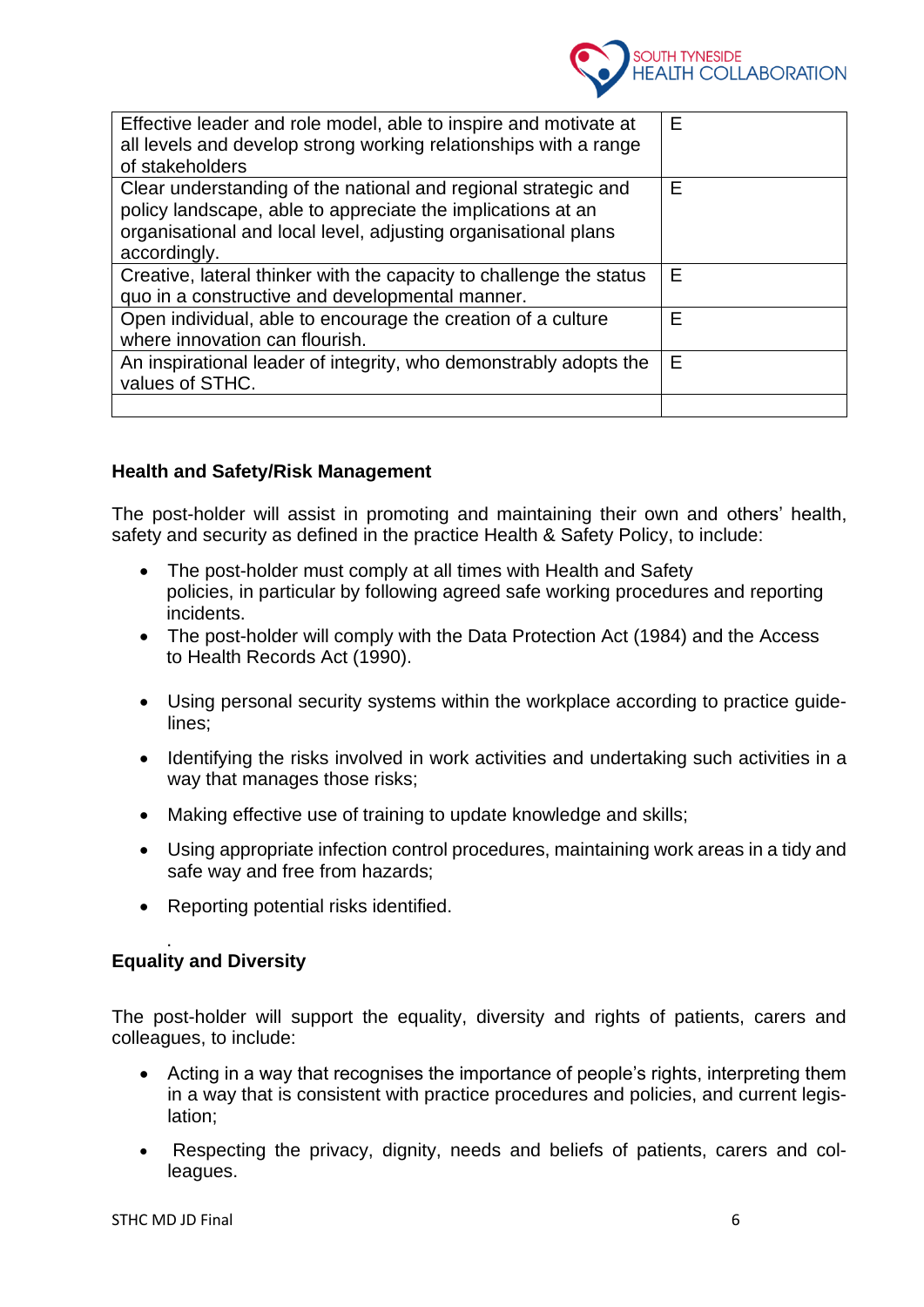| | |
|---|---|
| Effective leader and role model, able to inspire and motivate at all levels and develop strong working relationships with a range of stakeholders | E |
| Clear understanding of the national and regional strategic and policy landscape, able to appreciate the implications at an organisational and local level, adjusting organisational plans accordingly. | E |
| Creative, lateral thinker with the capacity to challenge the status quo in a constructive and developmental manner. | E |
| Open individual, able to encourage the creation of a culture where innovation can flourish. | E |
| An inspirational leader of integrity, who demonstrably adopts the values of STHC. | E |
| | |

**Health and Safety/Risk Management**

The post-holder will assist in promoting and maintaining their own and others' health, safety and security as defined in the practice Health & Safety Policy, to include:

- The post-holder must comply at all times with Health and Safety policies, in particular by following agreed safe working procedures and reporting incidents.
- The post-holder will comply with the Data Protection Act (1984) and the Access to Health Records Act (1990).
- Using personal security systems within the workplace according to practice guidelines;
- Identifying the risks involved in work activities and undertaking such activities in a way that manages those risks;
- Making effective use of training to update knowledge and skills;
- Using appropriate infection control procedures, maintaining work areas in a tidy and safe way and free from hazards;
- Reporting potential risks identified.

**Equality and Diversity**

The post-holder will support the equality, diversity and rights of patients, carers and colleagues, to include:

- Acting in a way that recognises the importance of people's rights, interpreting them in a way that is consistent with practice procedures and policies, and current legislation;
- Respecting the privacy, dignity, needs and beliefs of patients, carers and colleagues.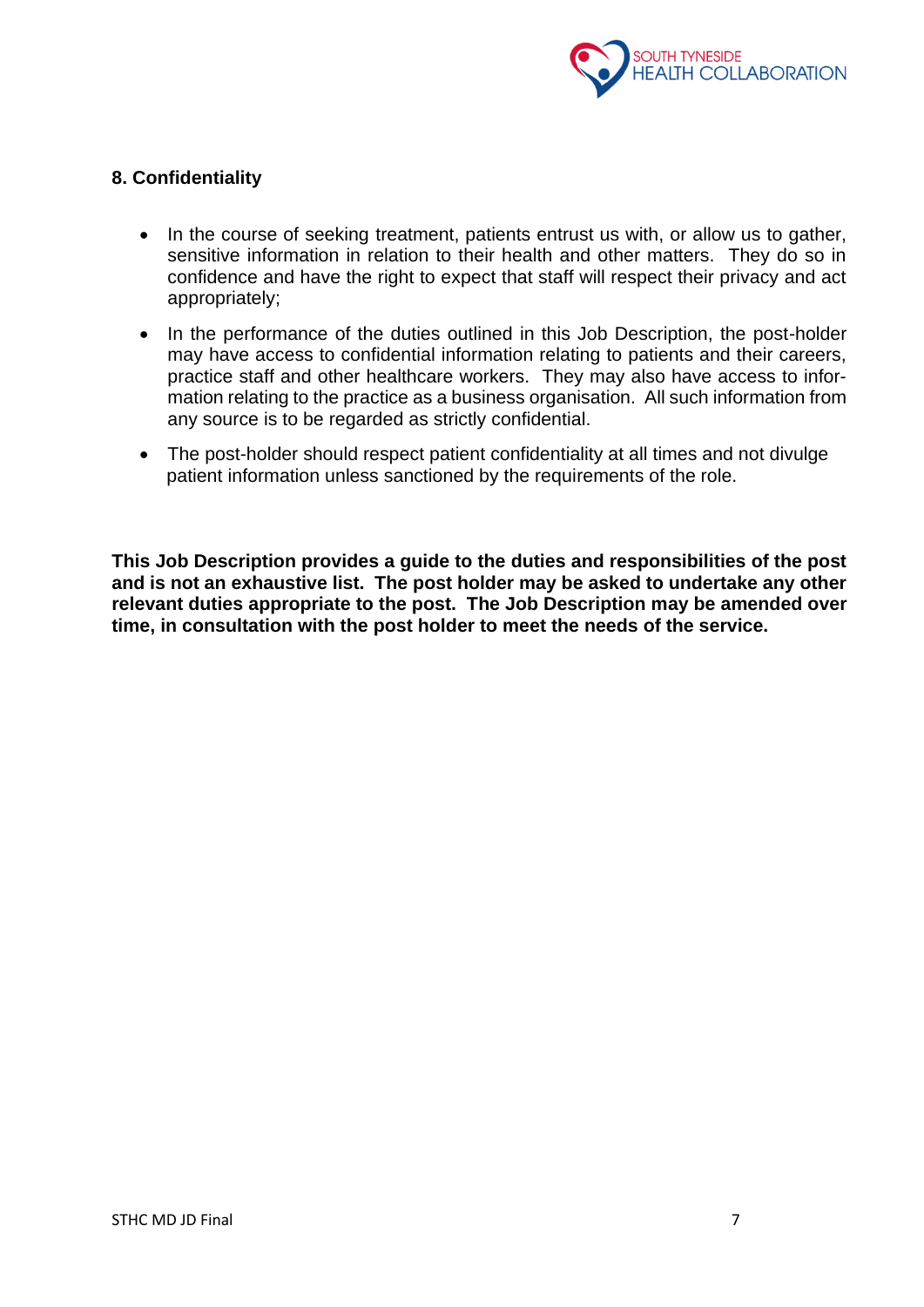## 8. Confidentiality

- In the course of seeking treatment, patients entrust us with, or allow us to gather, sensitive information in relation to their health and other matters. They do so in confidence and have the right to expect that staff will respect their privacy and act appropriately;
- In the performance of the duties outlined in this Job Description, the post-holder may have access to confidential information relating to patients and their careers, practice staff and other healthcare workers. They may also have access to information relating to the practice as a business organisation. All such information from any source is to be regarded as strictly confidential.
- The post-holder should respect patient confidentiality at all times and not divulge patient information unless sanctioned by the requirements of the role.

**This Job Description provides a guide to the duties and responsibilities of the post and is not an exhaustive list. The post holder may be asked to undertake any other relevant duties appropriate to the post. The Job Description may be amended over time, in consultation with the post holder to meet the needs of the service.**